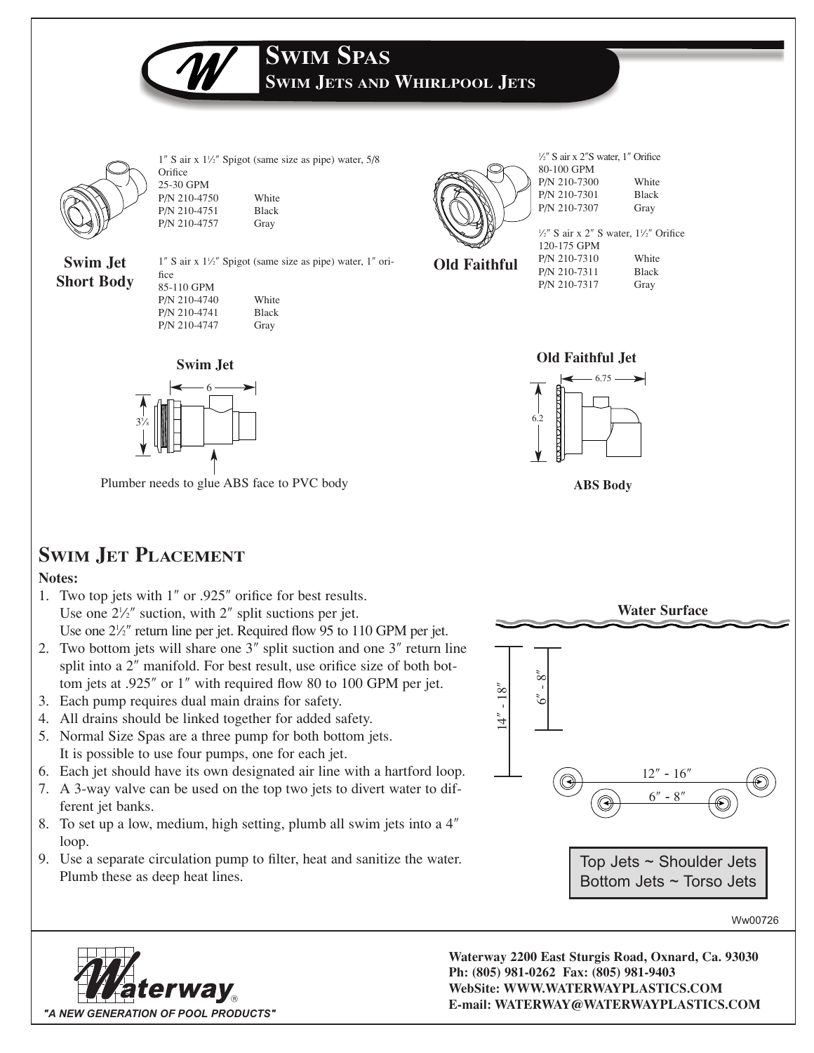# Swim Spas

## Swim Jets and Whirlpool Jets

**Swim Jet Short Body**

1″ S air x 1½″ Spigot (same size as pipe) water, 5/8 Orifice
25-30 GPM

| P/N | Color |
|---|---|
| P/N 210-4750 | White |
| P/N 210-4751 | Black |
| P/N 210-4757 | Gray |

1″ S air x 1½″ Spigot (same size as pipe) water, 1″ orifice
85-110 GPM

| P/N | Color |
|---|---|
| P/N 210-4740 | White |
| P/N 210-4741 | Black |
| P/N 210-4747 | Gray |

**Old Faithful**

½″ S air x 2″S water, 1″ Orifice
80-100 GPM

| P/N | Color |
|---|---|
| P/N 210-7300 | White |
| P/N 210-7301 | Black |
| P/N 210-7307 | Gray |

½″ S air x 2″ S water, 1½″ Orifice
120-175 GPM

| P/N | Color |
|---|---|
| P/N 210-7310 | White |
| P/N 210-7311 | Black |
| P/N 210-7317 | Gray |

**Swim Jet**

6

3⅞

Plumber needs to glue ABS face to PVC body

**Old Faithful Jet**

6.75

6.2

**ABS Body**

## Swim Jet Placement

**Notes:**

1. Two top jets with 1″ or .925″ orifice for best results.
   Use one 2½″ suction, with 2″ split suctions per jet.
   Use one 2½″ return line per jet. Required flow 95 to 110 GPM per jet.
2. Two bottom jets will share one 3″ split suction and one 3″ return line split into a 2″ manifold. For best result, use orifice size of both bottom jets at .925″ or 1″ with required flow 80 to 100 GPM per jet.
3. Each pump requires dual main drains for safety.
4. All drains should be linked together for added safety.
5. Normal Size Spas are a three pump for both bottom jets.
   It is possible to use four pumps, one for each jet.
6. Each jet should have its own designated air line with a hartford loop.
7. A 3-way valve can be used on the top two jets to divert water to different jet banks.
8. To set up a low, medium, high setting, plumb all swim jets into a 4″ loop.
9. Use a separate circulation pump to filter, heat and sanitize the water. Plumb these as deep heat lines.

Water Surface

14″ - 18″

6″ - 8″

12″ - 16″

6″ - 8″

Top Jets ~ Shoulder Jets
Bottom Jets ~ Torso Jets

Ww00726

Waterway
"A NEW GENERATION OF POOL PRODUCTS"

**Waterway 2200 East Sturgis Road, Oxnard, Ca. 93030**
**Ph: (805) 981-0262 Fax: (805) 981-9403**
**WebSite: WWW.WATERWAYPLASTICS.COM**
**E-mail: WATERWAY@WATERWAYPLASTICS.COM**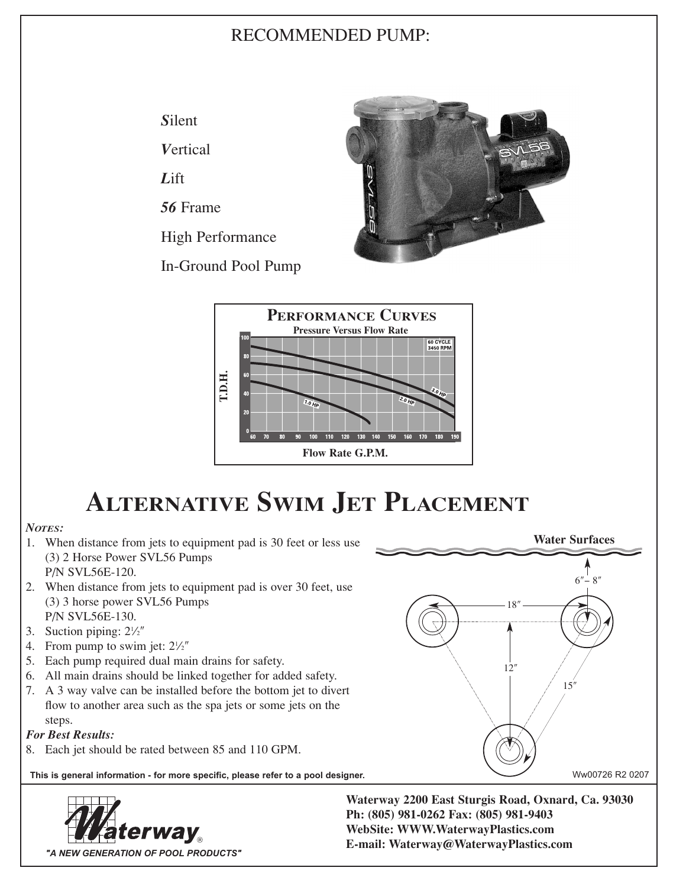RECOMMENDED PUMP:

***S***ilent

***V***ertical

***L***ift

***56*** Frame

High Performance

In-Ground Pool Pump

# Alternative Swim Jet Placement

***Notes:***

1. When distance from jets to equipment pad is 30 feet or less use (3) 2 Horse Power SVL56 Pumps P/N SVL56E-120.
2. When distance from jets to equipment pad is over 30 feet, use (3) 3 horse power SVL56 Pumps P/N SVL56E-130.
3. Suction piping: 2½″
4. From pump to swim jet: 2½″
5. Each pump required dual main drains for safety.
6. All main drains should be linked together for added safety.
7. A 3 way valve can be installed before the bottom jet to divert flow to another area such as the spa jets or some jets on the steps.

***For Best Results:***

8. Each jet should be rated between 85 and 110 GPM.

**This is general information - for more specific, please refer to a pool designer.**

Ww00726 R2 0207

"A NEW GENERATION OF POOL PRODUCTS"

**Waterway 2200 East Sturgis Road, Oxnard, Ca. 93030**
**Ph: (805) 981-0262 Fax: (805) 981-9403**
**WebSite: WWW.WaterwayPlastics.com**
**E-mail: Waterway@WaterwayPlastics.com**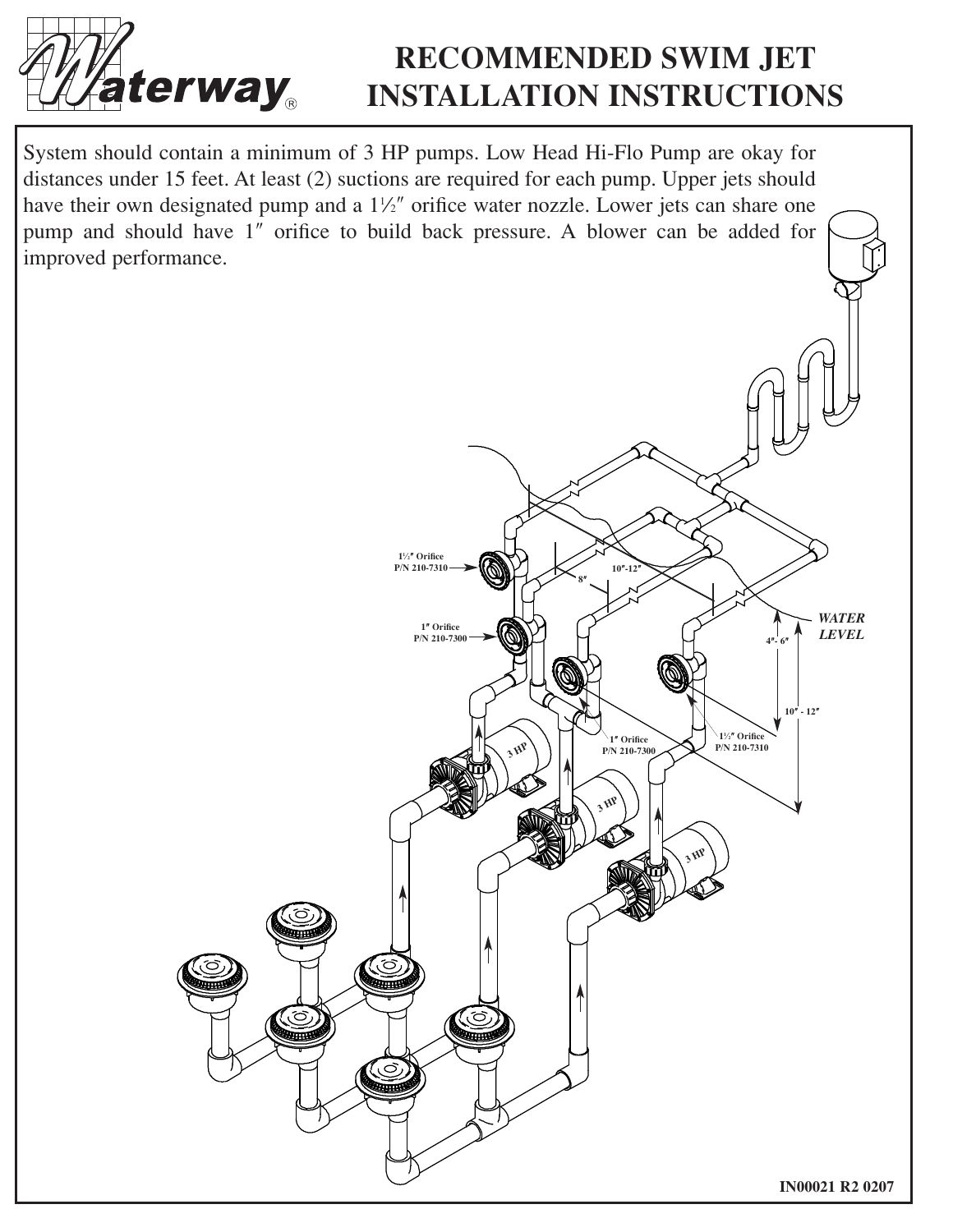# RECOMMENDED SWIM JET INSTALLATION INSTRUCTIONS

System should contain a minimum of 3 HP pumps. Low Head Hi-Flo Pump are okay for distances under 15 feet. At least (2) suctions are required for each pump. Upper jets should have their own designated pump and a 1½″ orifice water nozzle. Lower jets can share one pump and should have 1″ orifice to build back pressure. A blower can be added for improved performance.

1½″ Orifice
P/N 210-7310

1″ Orifice
P/N 210-7300

8″

10″-12″

*WATER LEVEL*

4″- 6″

10″ - 12″

1″ Orifice
P/N 210-7300

1½″ Orifice
P/N 210-7310

3 HP

3 HP

3 HP

IN00021 R2 0207